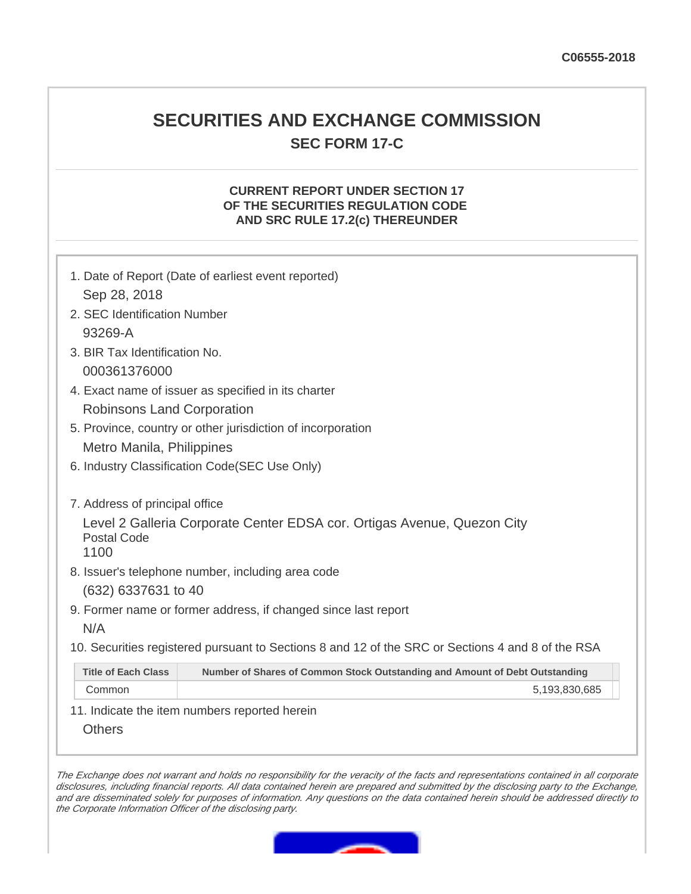C06555-2018

# SECURITIES AND EXCHANGE COMMISSION

## SEC FORM 17-C

### CURRENT REPORT UNDER SECTION 17 OF THE SECURITIES REGULATION CODE AND SRC RULE 17.2(c) THEREUNDER

1. Date of Report (Date of earliest event reported)

   Sep 28, 2018

2. SEC Identification Number

   93269-A

3. BIR Tax Identification No.

   000361376000

4. Exact name of issuer as specified in its charter

   Robinsons Land Corporation

5. Province, country or other jurisdiction of incorporation

   Metro Manila, Philippines

6. Industry Classification Code(SEC Use Only)

7. Address of principal office

   Level 2 Galleria Corporate Center EDSA cor. Ortigas Avenue, Quezon City

   Postal Code

   1100

8. Issuer's telephone number, including area code

   (632) 6337631 to 40

9. Former name or former address, if changed since last report

   N/A

10. Securities registered pursuant to Sections 8 and 12 of the SRC or Sections 4 and 8 of the RSA

| Title of Each Class | Number of Shares of Common Stock Outstanding and Amount of Debt Outstanding |
|---|---|
| Common | 5,193,830,685 |

11. Indicate the item numbers reported herein

    Others

*The Exchange does not warrant and holds no responsibility for the veracity of the facts and representations contained in all corporate disclosures, including financial reports. All data contained herein are prepared and submitted by the disclosing party to the Exchange, and are disseminated solely for purposes of information. Any questions on the data contained herein should be addressed directly to the Corporate Information Officer of the disclosing party.*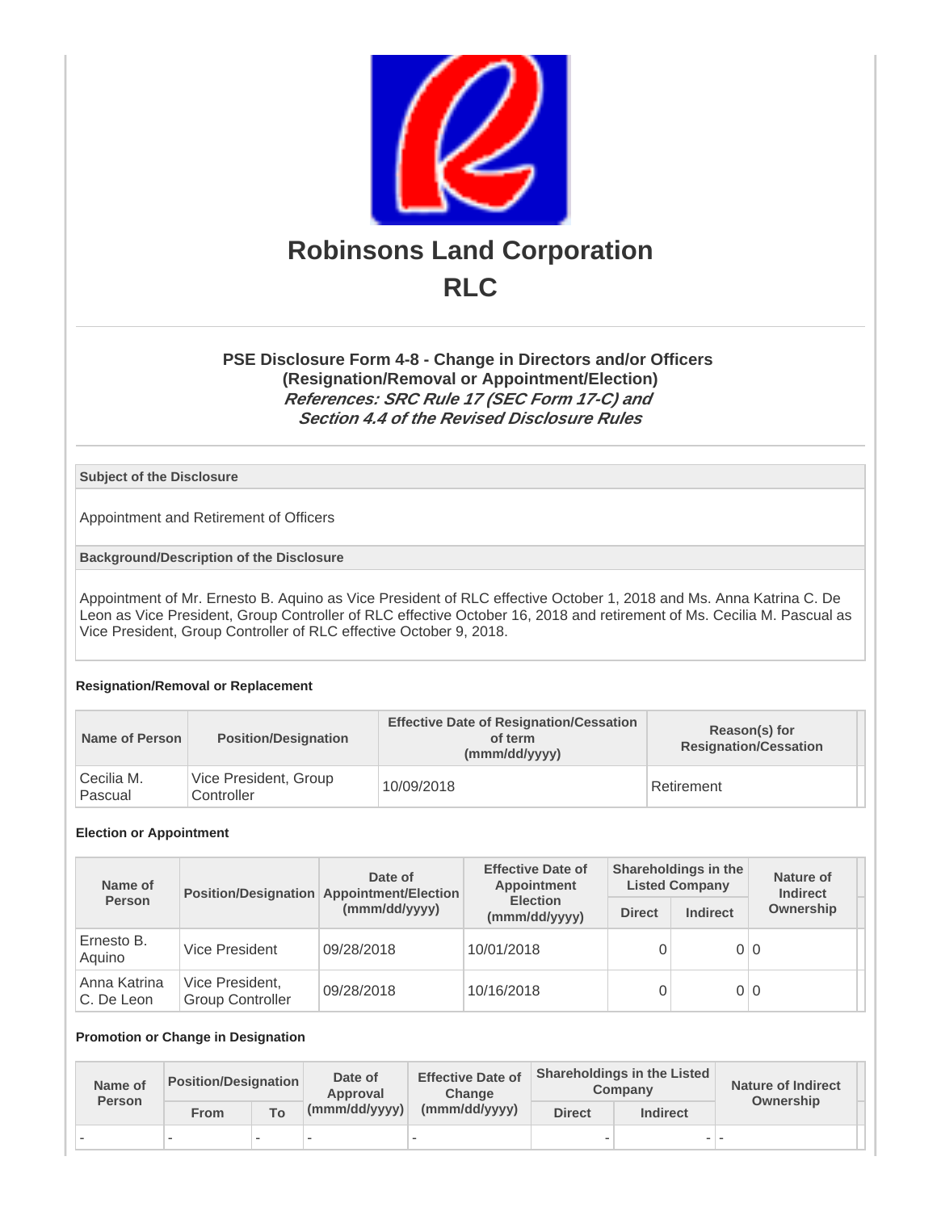# Robinsons Land Corporation

# RLC

### PSE Disclosure Form 4-8 - Change in Directors and/or Officers (Resignation/Removal or Appointment/Election)

***References: SRC Rule 17 (SEC Form 17-C) and Section 4.4 of the Revised Disclosure Rules***

**Subject of the Disclosure**

Appointment and Retirement of Officers

**Background/Description of the Disclosure**

Appointment of Mr. Ernesto B. Aquino as Vice President of RLC effective October 1, 2018 and Ms. Anna Katrina C. De Leon as Vice President, Group Controller of RLC effective October 16, 2018 and retirement of Ms. Cecilia M. Pascual as Vice President, Group Controller of RLC effective October 9, 2018.

**Resignation/Removal or Replacement**

| Name of Person | Position/Designation | Effective Date of Resignation/Cessation of term (mmm/dd/yyyy) | Reason(s) for Resignation/Cessation |
|---|---|---|---|
| Cecilia M. Pascual | Vice President, Group Controller | 10/09/2018 | Retirement |

**Election or Appointment**

| Name of Person | Position/Designation | Date of Appointment/Election (mmm/dd/yyyy) | Effective Date of Appointment Election (mmm/dd/yyyy) | Shareholdings in the Listed Company | | Nature of Indirect Ownership |
|---|---|---|---|---|---|---|
| | | | | Direct | Indirect | |
| Ernesto B. Aquino | Vice President | 09/28/2018 | 10/01/2018 | 0 | 0 | 0 |
| Anna Katrina C. De Leon | Vice President, Group Controller | 09/28/2018 | 10/16/2018 | 0 | 0 | 0 |

**Promotion or Change in Designation**

| Name of Person | Position/Designation | | Date of Approval (mmm/dd/yyyy) | Effective Date of Change (mmm/dd/yyyy) | Shareholdings in the Listed Company | | Nature of Indirect Ownership |
|---|---|---|---|---|---|---|---|
| | From | To | | | Direct | Indirect | |
| - | - | - | - | - | - | - | - |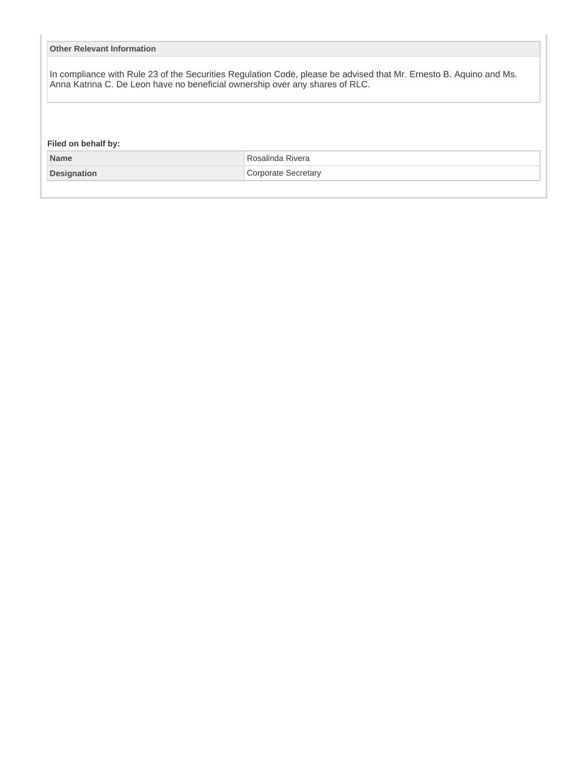| Other Relevant Information |
| --- |
| In compliance with Rule 23 of the Securities Regulation Code, please be advised that Mr. Ernesto B. Aquino and Ms. Anna Katrina C. De Leon have no beneficial ownership over any shares of RLC. |

**Filed on behalf by:**

| | |
| --- | --- |
| **Name** | Rosalinda Rivera |
| **Designation** | Corporate Secretary |